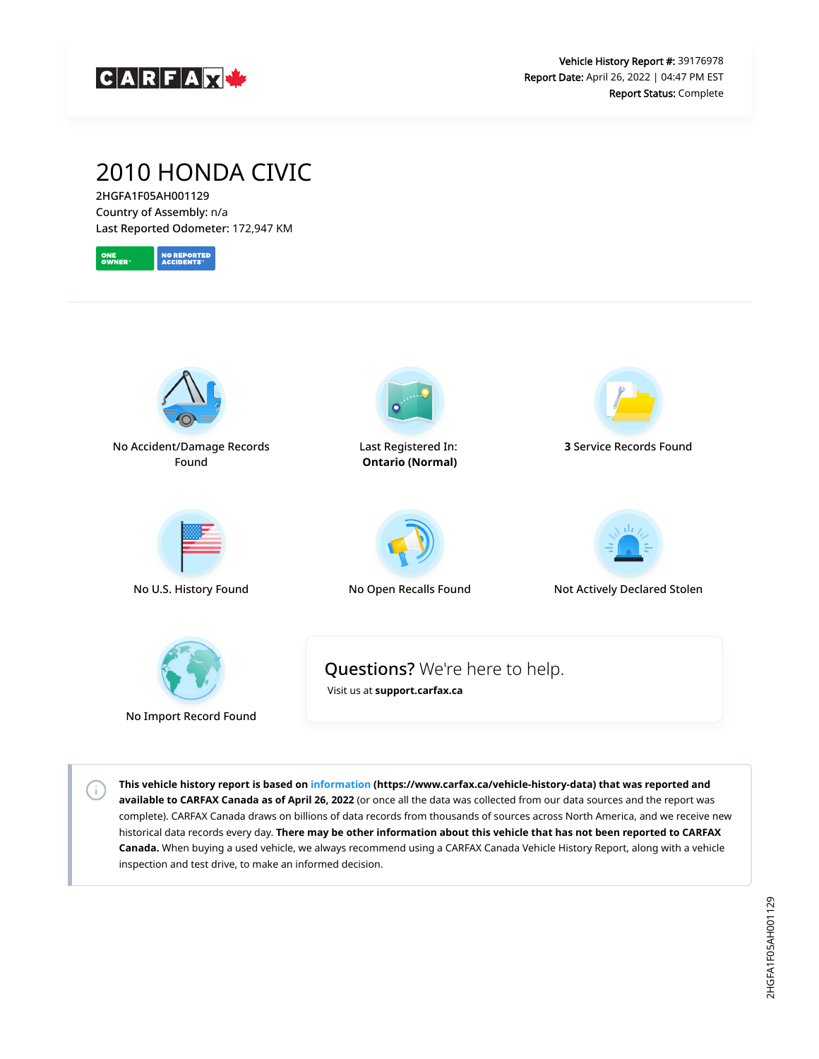CARFAX

**Vehicle History Report #:** 39176978
**Report Date:** April 26, 2022 | 04:47 PM EST
**Report Status:** Complete

# 2010 HONDA CIVIC

2HGFA1F05AH001129
Country of Assembly: n/a
Last Reported Odometer: 172,947 KM

ONE OWNER™ | NO REPORTED ACCIDENTS™

No Accident/Damage Records Found

Last Registered In: **Ontario (Normal)**

**3** Service Records Found

No U.S. History Found

No Open Recalls Found

Not Actively Declared Stolen

No Import Record Found

**Questions?** We're here to help.
Visit us at **support.carfax.ca**

**This vehicle history report is based on information (https://www.carfax.ca/vehicle-history-data) that was reported and available to CARFAX Canada as of April 26, 2022** (or once all the data was collected from our data sources and the report was complete). CARFAX Canada draws on billions of data records from thousands of sources across North America, and we receive new historical data records every day. **There may be other information about this vehicle that has not been reported to CARFAX Canada.** When buying a used vehicle, we always recommend using a CARFAX Canada Vehicle History Report, along with a vehicle inspection and test drive, to make an informed decision.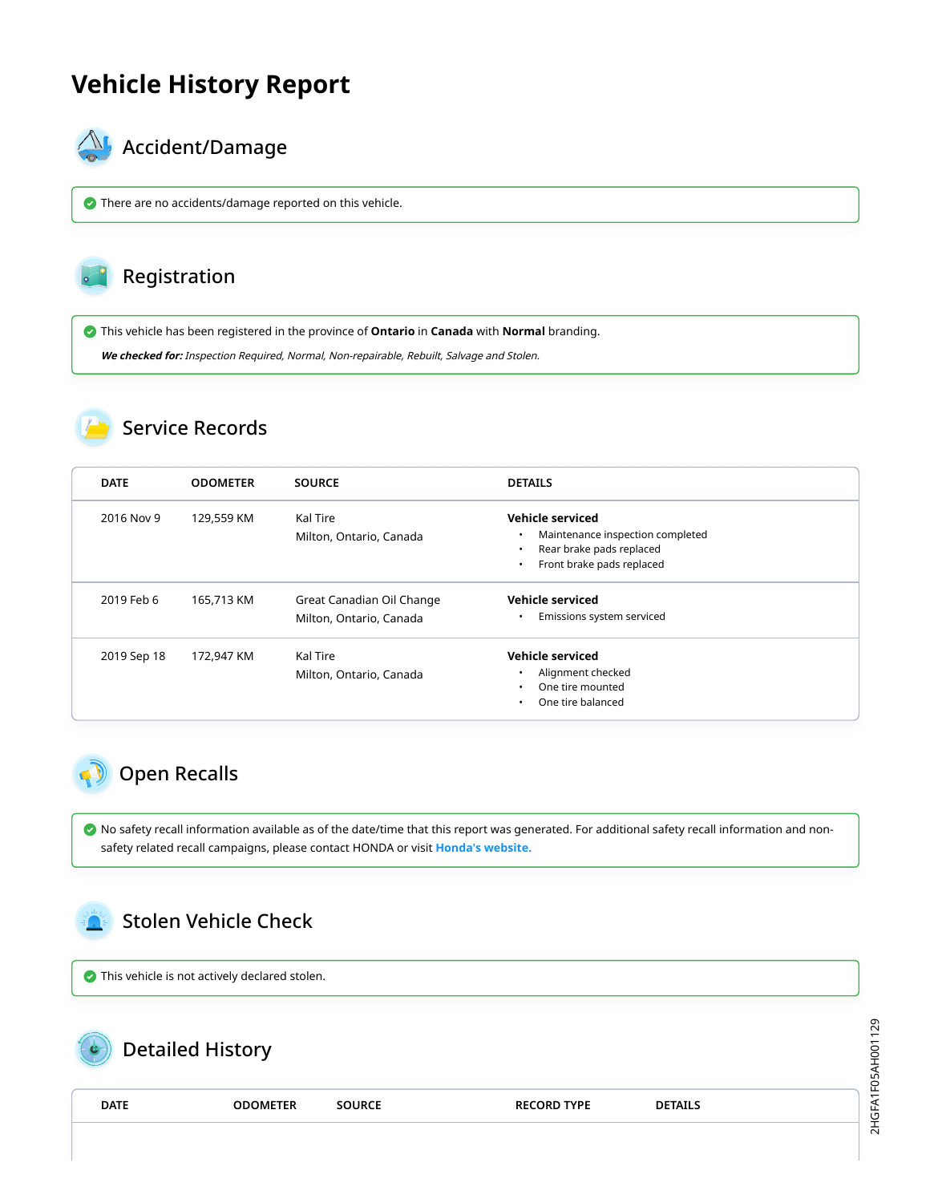# Vehicle History Report

## Accident/Damage

There are no accidents/damage reported on this vehicle.

## Registration

This vehicle has been registered in the province of **Ontario** in **Canada** with **Normal** branding.

***We checked for:*** *Inspection Required, Normal, Non-repairable, Rebuilt, Salvage and Stolen.*

## Service Records

| DATE | ODOMETER | SOURCE | DETAILS |
|---|---|---|---|
| 2016 Nov 9 | 129,559 KM | Kal Tire<br>Milton, Ontario, Canada | **Vehicle serviced**<br>• Maintenance inspection completed<br>• Rear brake pads replaced<br>• Front brake pads replaced |
| 2019 Feb 6 | 165,713 KM | Great Canadian Oil Change<br>Milton, Ontario, Canada | **Vehicle serviced**<br>• Emissions system serviced |
| 2019 Sep 18 | 172,947 KM | Kal Tire<br>Milton, Ontario, Canada | **Vehicle serviced**<br>• Alignment checked<br>• One tire mounted<br>• One tire balanced |

## Open Recalls

No safety recall information available as of the date/time that this report was generated. For additional safety recall information and non-safety related recall campaigns, please contact HONDA or visit **Honda's website.**

## Stolen Vehicle Check

This vehicle is not actively declared stolen.

## Detailed History

| DATE | ODOMETER | SOURCE | RECORD TYPE | DETAILS |
|---|---|---|---|---|

2HGFA1F05AH001129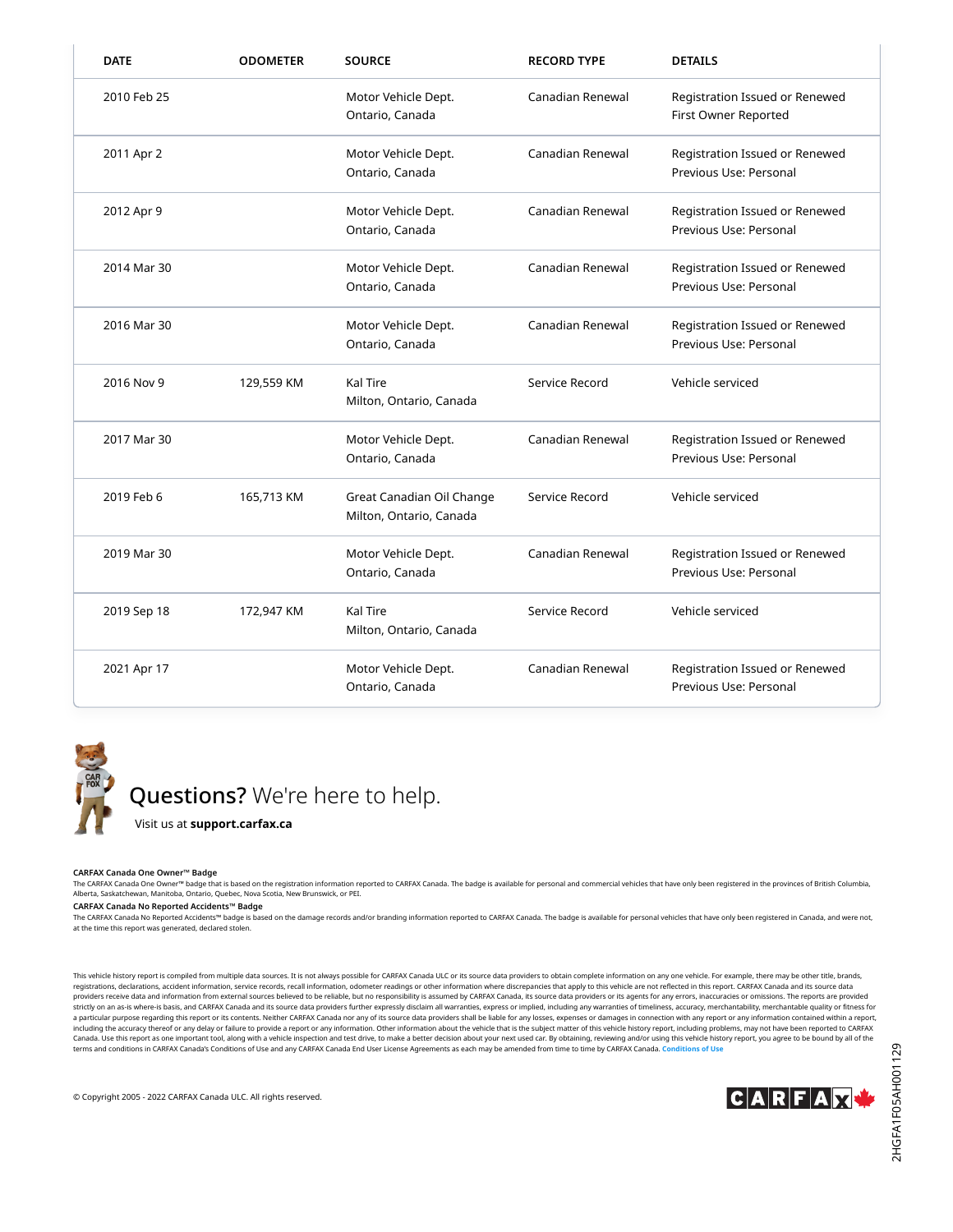| DATE | ODOMETER | SOURCE | RECORD TYPE | DETAILS |
|---|---|---|---|---|
| 2010 Feb 25 | | Motor Vehicle Dept.<br>Ontario, Canada | Canadian Renewal | Registration Issued or Renewed<br>First Owner Reported |
| 2011 Apr 2 | | Motor Vehicle Dept.<br>Ontario, Canada | Canadian Renewal | Registration Issued or Renewed<br>Previous Use: Personal |
| 2012 Apr 9 | | Motor Vehicle Dept.<br>Ontario, Canada | Canadian Renewal | Registration Issued or Renewed<br>Previous Use: Personal |
| 2014 Mar 30 | | Motor Vehicle Dept.<br>Ontario, Canada | Canadian Renewal | Registration Issued or Renewed<br>Previous Use: Personal |
| 2016 Mar 30 | | Motor Vehicle Dept.<br>Ontario, Canada | Canadian Renewal | Registration Issued or Renewed<br>Previous Use: Personal |
| 2016 Nov 9 | 129,559 KM | Kal Tire<br>Milton, Ontario, Canada | Service Record | Vehicle serviced |
| 2017 Mar 30 | | Motor Vehicle Dept.<br>Ontario, Canada | Canadian Renewal | Registration Issued or Renewed<br>Previous Use: Personal |
| 2019 Feb 6 | 165,713 KM | Great Canadian Oil Change<br>Milton, Ontario, Canada | Service Record | Vehicle serviced |
| 2019 Mar 30 | | Motor Vehicle Dept.<br>Ontario, Canada | Canadian Renewal | Registration Issued or Renewed<br>Previous Use: Personal |
| 2019 Sep 18 | 172,947 KM | Kal Tire<br>Milton, Ontario, Canada | Service Record | Vehicle serviced |
| 2021 Apr 17 | | Motor Vehicle Dept.<br>Ontario, Canada | Canadian Renewal | Registration Issued or Renewed<br>Previous Use: Personal |

## **Questions?** We're here to help.

Visit us at **support.carfax.ca**

**CARFAX Canada One Owner™ Badge**

The CARFAX Canada One Owner™ badge that is based on the registration information reported to CARFAX Canada. The badge is available for personal and commercial vehicles that have only been registered in the provinces of British Columbia, Alberta, Saskatchewan, Manitoba, Ontario, Quebec, Nova Scotia, New Brunswick, or PEI.

**CARFAX Canada No Reported Accidents™ Badge**

The CARFAX Canada No Reported Accidents™ badge is based on the damage records and/or branding information reported to CARFAX Canada. The badge is available for personal vehicles that have only been registered in Canada, and were not, at the time this report was generated, declared stolen.

This vehicle history report is compiled from multiple data sources. It is not always possible for CARFAX Canada ULC or its source data providers to obtain complete information on any one vehicle. For example, there may be other title, brands, registrations, declarations, accident information, service records, recall information, odometer readings or other information where discrepancies that apply to this vehicle are not reflected in this report. CARFAX Canada and its source data providers receive data and information from external sources believed to be reliable, but no responsibility is assumed by CARFAX Canada, its source data providers or its agents for any errors, inaccuracies or omissions. The reports are provided strictly on an as-is where-is basis, and CARFAX Canada and its source data providers further expressly disclaim all warranties, express or implied, including any warranties of timeliness, accuracy, merchantability, merchantable quality or fitness for a particular purpose regarding this report or its contents. Neither CARFAX Canada nor any of its source data providers shall be liable for any losses, expenses or damages in connection with any report or any information contained within a report, including the accuracy thereof or any delay or failure to provide a report or any information. Other information about the vehicle that is the subject matter of this vehicle history report, including problems, may not have been reported to CARFAX Canada. Use this report as one important tool, along with a vehicle inspection and test drive, to make a better decision about your next used car. By obtaining, reviewing and/or using this vehicle history report, you agree to be bound by all of the terms and conditions in CARFAX Canada's Conditions of Use and any CARFAX Canada End User License Agreements as each may be amended from time to time by CARFAX Canada. Conditions of Use

© Copyright 2005 - 2022 CARFAX Canada ULC. All rights reserved.

2HGFA1F05AH001129